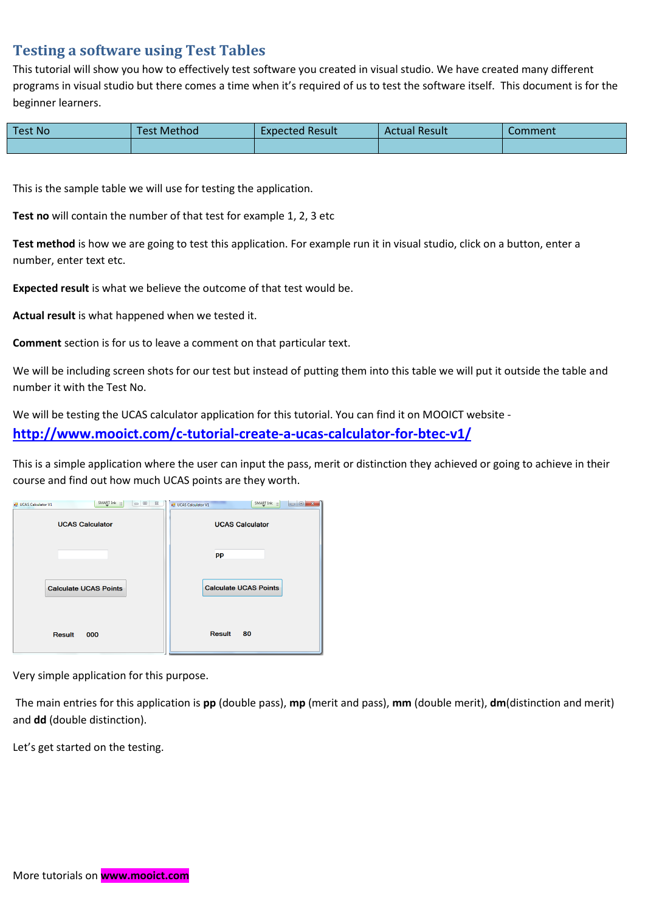## Testing a software using Test Tables

This tutorial will show you how to effectively test software you created in visual studio. We have created many different programs in visual studio but there comes a time when it's required of us to test the software itself. This document is for the beginner learners.

| Test No | Test Method | Expected Result | Actual Result | Comment |
|---|---|---|---|---|
| | | | | |

This is the sample table we will use for testing the application.

**Test no** will contain the number of that test for example 1, 2, 3 etc

**Test method** is how we are going to test this application. For example run it in visual studio, click on a button, enter a number, enter text etc.

**Expected result** is what we believe the outcome of that test would be.

**Actual result** is what happened when we tested it.

**Comment** section is for us to leave a comment on that particular text.

We will be including screen shots for our test but instead of putting them into this table we will put it outside the table and number it with the Test No.

We will be testing the UCAS calculator application for this tutorial. You can find it on MOOICT website - [http://www.mooict.com/c-tutorial-create-a-ucas-calculator-for-btec-v1/](http://www.mooict.com/c-tutorial-create-a-ucas-calculator-for-btec-v1/)

This is a simple application where the user can input the pass, merit or distinction they achieved or going to achieve in their course and find out how much UCAS points are they worth.

Very simple application for this purpose.

The main entries for this application is **pp** (double pass), **mp** (merit and pass), **mm** (double merit), **dm**(distinction and merit) and **dd** (double distinction).

Let's get started on the testing.

More tutorials on **www.mooict.com**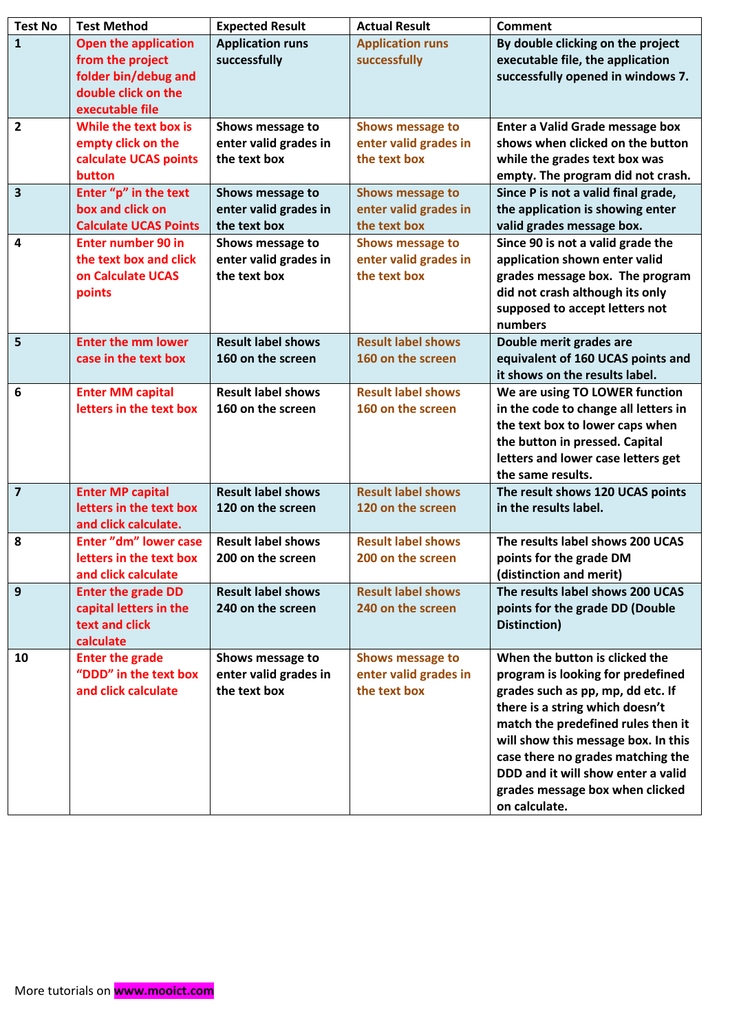| Test No | Test Method | Expected Result | Actual Result | Comment |
|---|---|---|---|---|
| 1 | Open the application from the project folder bin/debug and double click on the executable file | Application runs successfully | Application runs successfully | By double clicking on the project executable file, the application successfully opened in windows 7. |
| 2 | While the text box is empty click on the calculate UCAS points button | Shows message to enter valid grades in the text box | Shows message to enter valid grades in the text box | Enter a Valid Grade message box shows when clicked on the button while the grades text box was empty. The program did not crash. |
| 3 | Enter "p" in the text box and click on Calculate UCAS Points | Shows message to enter valid grades in the text box | Shows message to enter valid grades in the text box | Since P is not a valid final grade, the application is showing enter valid grades message box. |
| 4 | Enter number 90 in the text box and click on Calculate UCAS points | Shows message to enter valid grades in the text box | Shows message to enter valid grades in the text box | Since 90 is not a valid grade the application shown enter valid grades message box. The program did not crash although its only supposed to accept letters not numbers |
| 5 | Enter the mm lower case in the text box | Result label shows 160 on the screen | Result label shows 160 on the screen | Double merit grades are equivalent of 160 UCAS points and it shows on the results label. |
| 6 | Enter MM capital letters in the text box | Result label shows 160 on the screen | Result label shows 160 on the screen | We are using TO LOWER function in the code to change all letters in the text box to lower caps when the button in pressed. Capital letters and lower case letters get the same results. |
| 7 | Enter MP capital letters in the text box and click calculate. | Result label shows 120 on the screen | Result label shows 120 on the screen | The result shows 120 UCAS points in the results label. |
| 8 | Enter "dm" lower case letters in the text box and click calculate | Result label shows 200 on the screen | Result label shows 200 on the screen | The results label shows 200 UCAS points for the grade DM (distinction and merit) |
| 9 | Enter the grade DD capital letters in the text and click calculate | Result label shows 240 on the screen | Result label shows 240 on the screen | The results label shows 200 UCAS points for the grade DD (Double Distinction) |
| 10 | Enter the grade "DDD" in the text box and click calculate | Shows message to enter valid grades in the text box | Shows message to enter valid grades in the text box | When the button is clicked the program is looking for predefined grades such as pp, mp, dd etc. If there is a string which doesn't match the predefined rules then it will show this message box. In this case there no grades matching the DDD and it will show enter a valid grades message box when clicked on calculate. |

More tutorials on **www.mooict.com**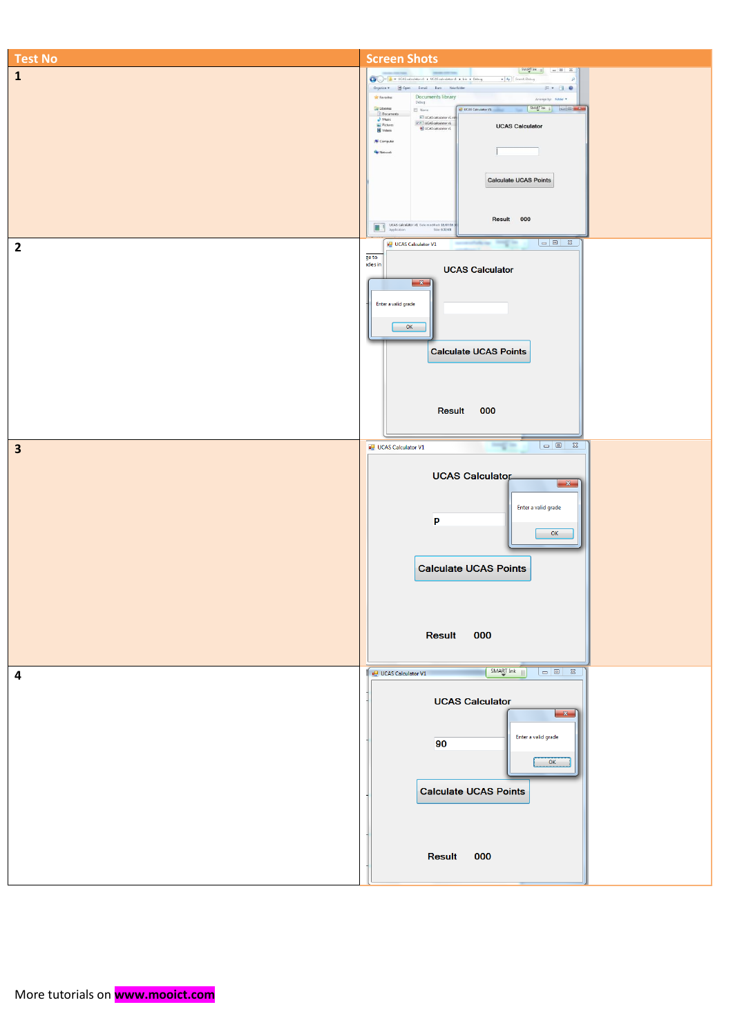| Test No | Screen Shots |
|---|---|
| 1 | |
| 2 | |
| 3 | |
| 4 | |

More tutorials on **www.mooict.com**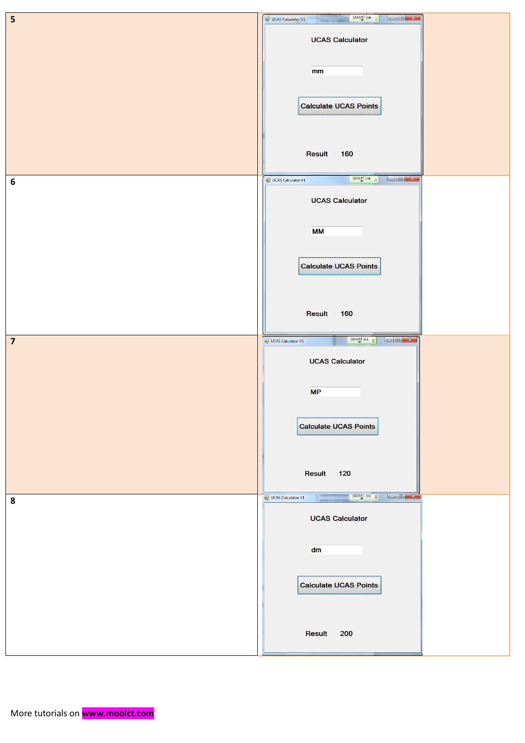| | |
|---|---|
| **5** | UCAS Calculator V1<br>UCAS Calculator<br>mm<br>Calculate UCAS Points<br>Result 160 |
| **6** | UCAS Calculator V1<br>UCAS Calculator<br>MM<br>Calculate UCAS Points<br>Result 160 |
| **7** | UCAS Calculator V1<br>UCAS Calculator<br>MP<br>Calculate UCAS Points<br>Result 120 |
| **8** | UCAS Calculator V1<br>UCAS Calculator<br>dm<br>Calculate UCAS Points<br>Result 200 |

More tutorials on **www.mooict.com**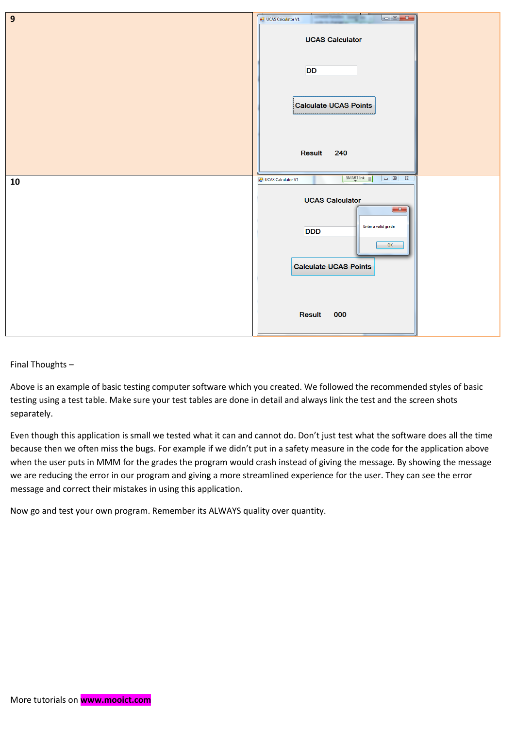| | | |
|---|---|---|
| 9 | UCAS Calculator V1<br>UCAS Calculator<br>DD<br>Calculate UCAS Points<br>Result 240 | |
| 10 | UCAS Calculator V1<br>UCAS Calculator<br>Enter a valid grade<br>OK<br>DDD<br>Calculate UCAS Points<br>Result 000 | |

Final Thoughts –

Above is an example of basic testing computer software which you created. We followed the recommended styles of basic testing using a test table. Make sure your test tables are done in detail and always link the test and the screen shots separately.

Even though this application is small we tested what it can and cannot do. Don't just test what the software does all the time because then we often miss the bugs. For example if we didn't put in a safety measure in the code for the application above when the user puts in MMM for the grades the program would crash instead of giving the message. By showing the message we are reducing the error in our program and giving a more streamlined experience for the user. They can see the error message and correct their mistakes in using this application.

Now go and test your own program. Remember its ALWAYS quality over quantity.

More tutorials on **www.mooict.com**